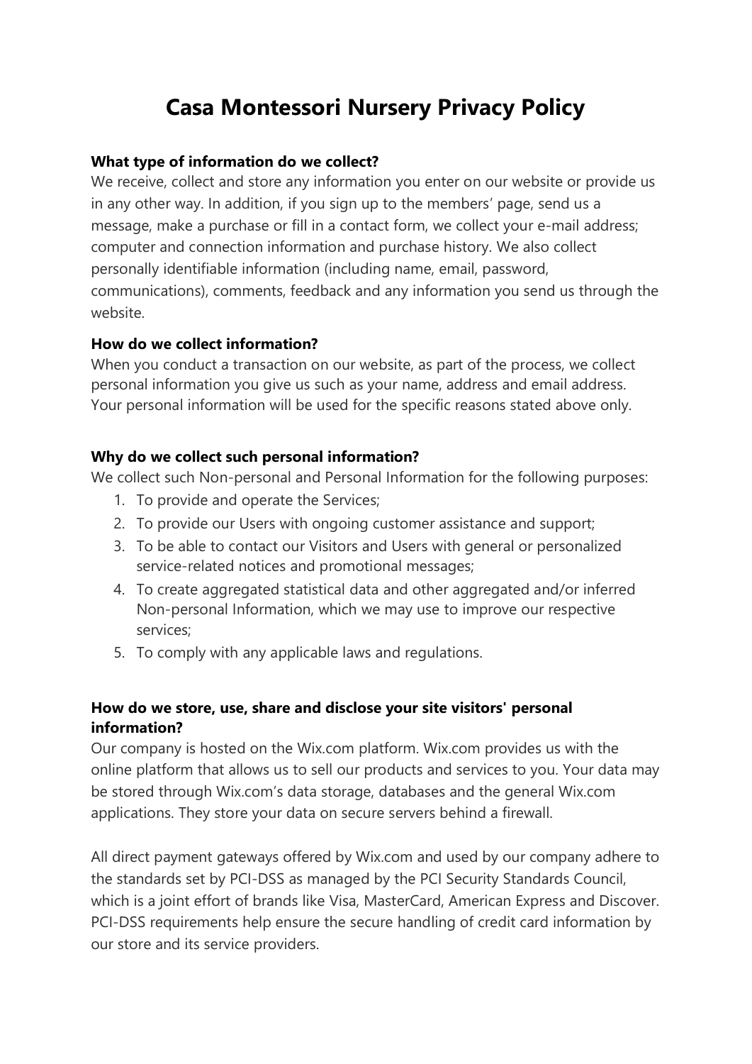# Casa Montessori Nursery Privacy Policy

**What type of information do we collect?**

We receive, collect and store any information you enter on our website or provide us in any other way. In addition, if you sign up to the members' page, send us a message, make a purchase or fill in a contact form, we collect your e-mail address; computer and connection information and purchase history. We also collect personally identifiable information (including name, email, password, communications), comments, feedback and any information you send us through the website.

**How do we collect information?**

When you conduct a transaction on our website, as part of the process, we collect personal information you give us such as your name, address and email address. Your personal information will be used for the specific reasons stated above only.

**Why do we collect such personal information?**

We collect such Non-personal and Personal Information for the following purposes:

1. To provide and operate the Services;
2. To provide our Users with ongoing customer assistance and support;
3. To be able to contact our Visitors and Users with general or personalized service-related notices and promotional messages;
4. To create aggregated statistical data and other aggregated and/or inferred Non-personal Information, which we may use to improve our respective services;
5. To comply with any applicable laws and regulations.

**How do we store, use, share and disclose your site visitors' personal information?**

Our company is hosted on the Wix.com platform. Wix.com provides us with the online platform that allows us to sell our products and services to you. Your data may be stored through Wix.com's data storage, databases and the general Wix.com applications. They store your data on secure servers behind a firewall.

All direct payment gateways offered by Wix.com and used by our company adhere to the standards set by PCI-DSS as managed by the PCI Security Standards Council, which is a joint effort of brands like Visa, MasterCard, American Express and Discover. PCI-DSS requirements help ensure the secure handling of credit card information by our store and its service providers.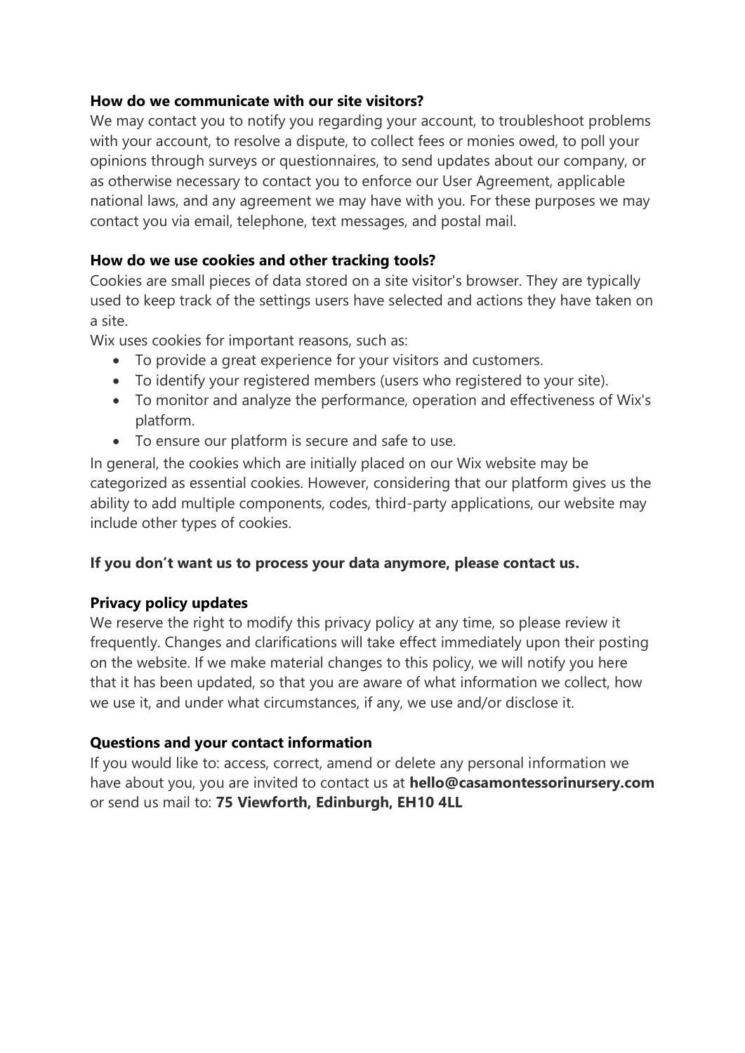**How do we communicate with our site visitors?**

We may contact you to notify you regarding your account, to troubleshoot problems with your account, to resolve a dispute, to collect fees or monies owed, to poll your opinions through surveys or questionnaires, to send updates about our company, or as otherwise necessary to contact you to enforce our User Agreement, applicable national laws, and any agreement we may have with you. For these purposes we may contact you via email, telephone, text messages, and postal mail.

**How do we use cookies and other tracking tools?**

Cookies are small pieces of data stored on a site visitor's browser. They are typically used to keep track of the settings users have selected and actions they have taken on a site.

Wix uses cookies for important reasons, such as:

- To provide a great experience for your visitors and customers.
- To identify your registered members (users who registered to your site).
- To monitor and analyze the performance, operation and effectiveness of Wix's platform.
- To ensure our platform is secure and safe to use.

In general, the cookies which are initially placed on our Wix website may be categorized as essential cookies. However, considering that our platform gives us the ability to add multiple components, codes, third-party applications, our website may include other types of cookies.

**If you don't want us to process your data anymore, please contact us.**

**Privacy policy updates**

We reserve the right to modify this privacy policy at any time, so please review it frequently. Changes and clarifications will take effect immediately upon their posting on the website. If we make material changes to this policy, we will notify you here that it has been updated, so that you are aware of what information we collect, how we use it, and under what circumstances, if any, we use and/or disclose it.

**Questions and your contact information**

If you would like to: access, correct, amend or delete any personal information we have about you, you are invited to contact us at **hello@casamontessorinursery.com** or send us mail to: **75 Viewforth, Edinburgh, EH10 4LL**